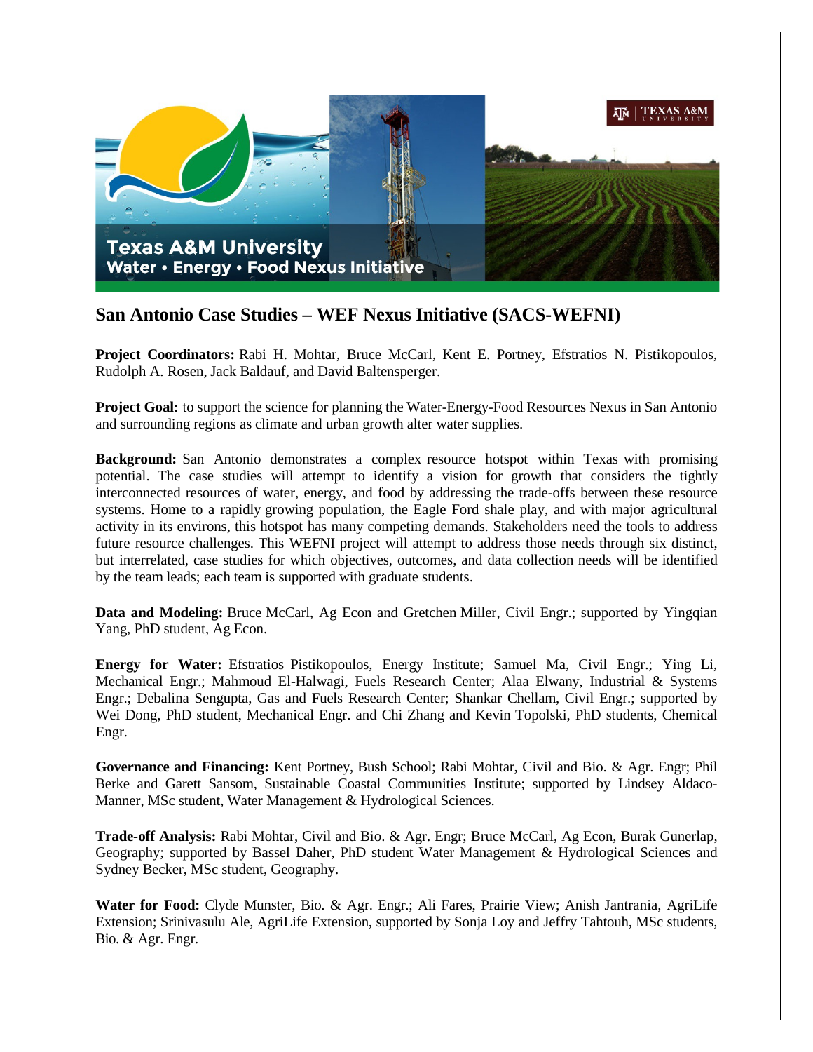# San Antonio Case Studies – WEF Nexus Initiative (SACS-WEFNI)

**Project Coordinators:** Rabi H. Mohtar, Bruce McCarl, Kent E. Portney, Efstratios N. Pistikopoulos, Rudolph A. Rosen, Jack Baldauf, and David Baltensperger.

**Project Goal:** to support the science for planning the Water-Energy-Food Resources Nexus in San Antonio and surrounding regions as climate and urban growth alter water supplies.

**Background:** San Antonio demonstrates a complex resource hotspot within Texas with promising potential. The case studies will attempt to identify a vision for growth that considers the tightly interconnected resources of water, energy, and food by addressing the trade-offs between these resource systems. Home to a rapidly growing population, the Eagle Ford shale play, and with major agricultural activity in its environs, this hotspot has many competing demands. Stakeholders need the tools to address future resource challenges. This WEFNI project will attempt to address those needs through six distinct, but interrelated, case studies for which objectives, outcomes, and data collection needs will be identified by the team leads; each team is supported with graduate students.

**Data and Modeling:** Bruce McCarl, Ag Econ and Gretchen Miller, Civil Engr.; supported by Yingqian Yang, PhD student, Ag Econ.

**Energy for Water:** Efstratios Pistikopoulos, Energy Institute; Samuel Ma, Civil Engr.; Ying Li, Mechanical Engr.; Mahmoud El-Halwagi, Fuels Research Center; Alaa Elwany, Industrial & Systems Engr.; Debalina Sengupta, Gas and Fuels Research Center; Shankar Chellam, Civil Engr.; supported by Wei Dong, PhD student, Mechanical Engr. and Chi Zhang and Kevin Topolski, PhD students, Chemical Engr.

**Governance and Financing:** Kent Portney, Bush School; Rabi Mohtar, Civil and Bio. & Agr. Engr; Phil Berke and Garett Sansom, Sustainable Coastal Communities Institute; supported by Lindsey Aldaco-Manner, MSc student, Water Management & Hydrological Sciences.

**Trade-off Analysis:** Rabi Mohtar, Civil and Bio. & Agr. Engr; Bruce McCarl, Ag Econ, Burak Gunerlap, Geography; supported by Bassel Daher, PhD student Water Management & Hydrological Sciences and Sydney Becker, MSc student, Geography.

**Water for Food:** Clyde Munster, Bio. & Agr. Engr.; Ali Fares, Prairie View; Anish Jantrania, AgriLife Extension; Srinivasulu Ale, AgriLife Extension, supported by Sonja Loy and Jeffry Tahtouh, MSc students, Bio. & Agr. Engr.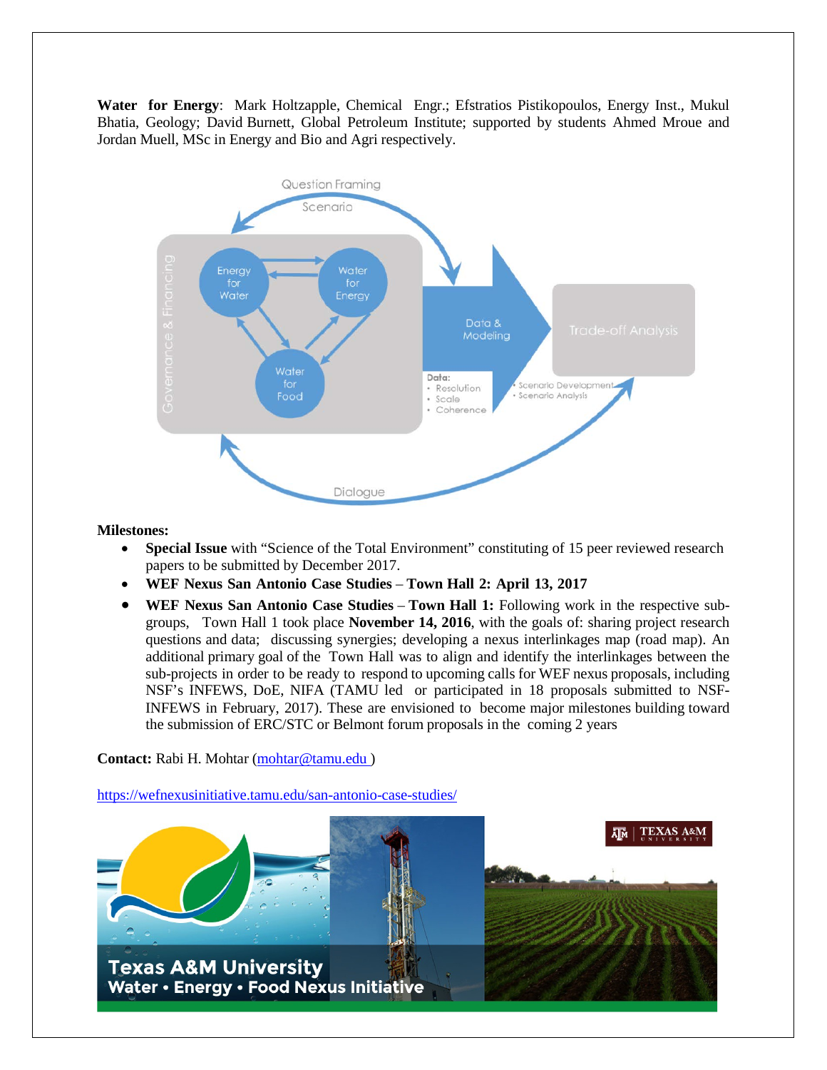**Water for Energy**: Mark Holtzapple, Chemical Engr.; Efstratios Pistikopoulos, Energy Inst., Mukul Bhatia, Geology; David Burnett, Global Petroleum Institute; supported by students Ahmed Mroue and Jordan Muell, MSc in Energy and Bio and Agri respectively.

Question Framing
Scenario
Governance & Financing
Energy for Water
Water for Energy
Water for Food
Data & Modeling
Data:
• Resolution
• Scale
• Coherence
• Scenario Development
• Scenario Analysis
Trade-off Analysis
Dialogue

**Milestones:**

- **Special Issue** with "Science of the Total Environment" constituting of 15 peer reviewed research papers to be submitted by December 2017.
- **WEF Nexus San Antonio Case Studies – Town Hall 2: April 13, 2017**
- **WEF Nexus San Antonio Case Studies – Town Hall 1:** Following work in the respective sub-groups, Town Hall 1 took place **November 14, 2016**, with the goals of: sharing project research questions and data; discussing synergies; developing a nexus interlinkages map (road map). An additional primary goal of the Town Hall was to align and identify the interlinkages between the sub-projects in order to be ready to respond to upcoming calls for WEF nexus proposals, including NSF's INFEWS, DoE, NIFA (TAMU led or participated in 18 proposals submitted to NSF-INFEWS in February, 2017). These are envisioned to become major milestones building toward the submission of ERC/STC or Belmont forum proposals in the coming 2 years

**Contact:** Rabi H. Mohtar (mohtar@tamu.edu )

https://wefnexusinitiative.tamu.edu/san-antonio-case-studies/

TEXAS A&M UNIVERSITY

Texas A&M University
Water • Energy • Food Nexus Initiative